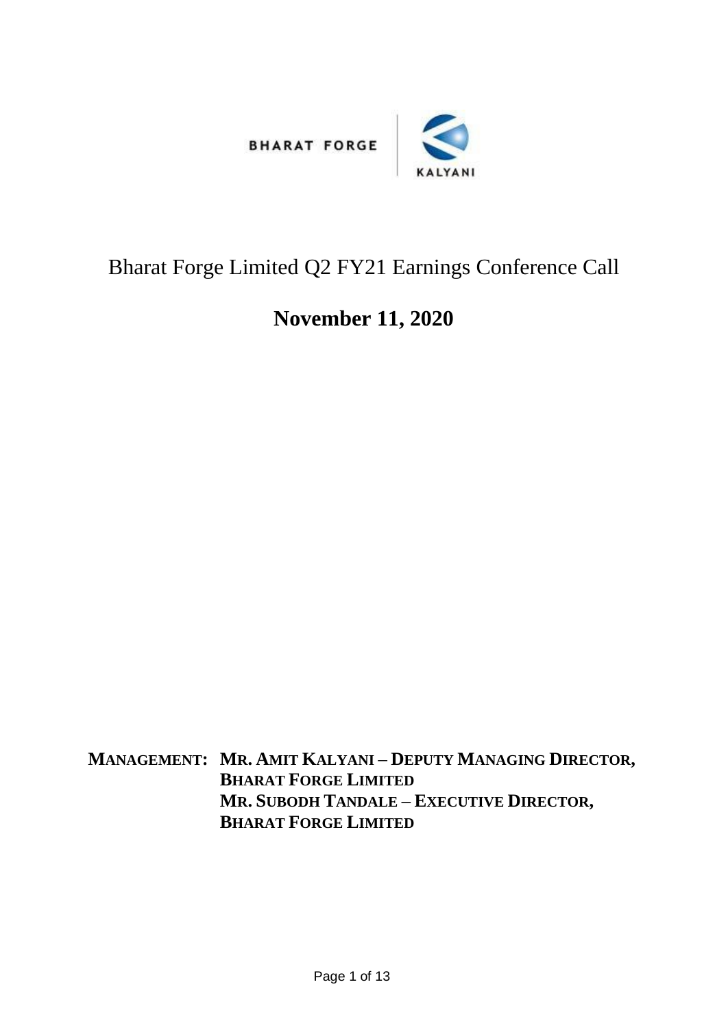BHARAT FORGE | KALYANI

# Bharat Forge Limited Q2 FY21 Earnings Conference Call

## November 11, 2020

**MANAGEMENT: MR. AMIT KALYANI – DEPUTY MANAGING DIRECTOR, BHARAT FORGE LIMITED**
**MR. SUBODH TANDALE – EXECUTIVE DIRECTOR, BHARAT FORGE LIMITED**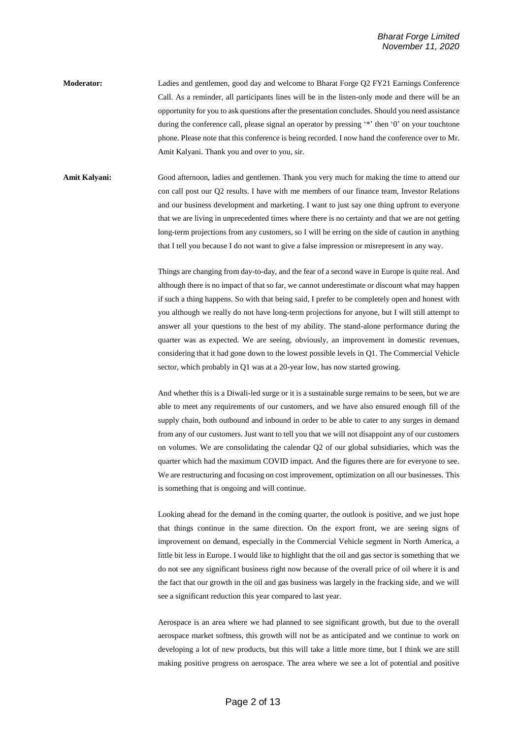**Moderator:** Ladies and gentlemen, good day and welcome to Bharat Forge Q2 FY21 Earnings Conference Call. As a reminder, all participants lines will be in the listen-only mode and there will be an opportunity for you to ask questions after the presentation concludes. Should you need assistance during the conference call, please signal an operator by pressing '*' then '0' on your touchtone phone. Please note that this conference is being recorded. I now hand the conference over to Mr. Amit Kalyani. Thank you and over to you, sir.

**Amit Kalyani:** Good afternoon, ladies and gentlemen. Thank you very much for making the time to attend our con call post our Q2 results. I have with me members of our finance team, Investor Relations and our business development and marketing. I want to just say one thing upfront to everyone that we are living in unprecedented times where there is no certainty and that we are not getting long-term projections from any customers, so I will be erring on the side of caution in anything that I tell you because I do not want to give a false impression or misrepresent in any way.

Things are changing from day-to-day, and the fear of a second wave in Europe is quite real. And although there is no impact of that so far, we cannot underestimate or discount what may happen if such a thing happens. So with that being said, I prefer to be completely open and honest with you although we really do not have long-term projections for anyone, but I will still attempt to answer all your questions to the best of my ability. The stand-alone performance during the quarter was as expected. We are seeing, obviously, an improvement in domestic revenues, considering that it had gone down to the lowest possible levels in Q1. The Commercial Vehicle sector, which probably in Q1 was at a 20-year low, has now started growing.

And whether this is a Diwali-led surge or it is a sustainable surge remains to be seen, but we are able to meet any requirements of our customers, and we have also ensured enough fill of the supply chain, both outbound and inbound in order to be able to cater to any surges in demand from any of our customers. Just want to tell you that we will not disappoint any of our customers on volumes. We are consolidating the calendar Q2 of our global subsidiaries, which was the quarter which had the maximum COVID impact. And the figures there are for everyone to see. We are restructuring and focusing on cost improvement, optimization on all our businesses. This is something that is ongoing and will continue.

Looking ahead for the demand in the coming quarter, the outlook is positive, and we just hope that things continue in the same direction. On the export front, we are seeing signs of improvement on demand, especially in the Commercial Vehicle segment in North America, a little bit less in Europe. I would like to highlight that the oil and gas sector is something that we do not see any significant business right now because of the overall price of oil where it is and the fact that our growth in the oil and gas business was largely in the fracking side, and we will see a significant reduction this year compared to last year.

Aerospace is an area where we had planned to see significant growth, but due to the overall aerospace market softness, this growth will not be as anticipated and we continue to work on developing a lot of new products, but this will take a little more time, but I think we are still making positive progress on aerospace. The area where we see a lot of potential and positive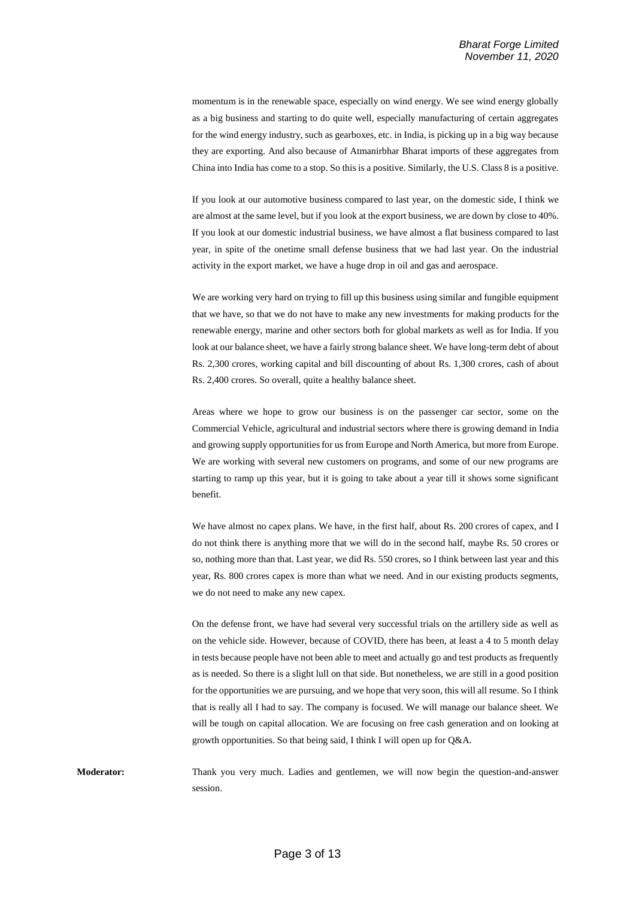momentum is in the renewable space, especially on wind energy. We see wind energy globally as a big business and starting to do quite well, especially manufacturing of certain aggregates for the wind energy industry, such as gearboxes, etc. in India, is picking up in a big way because they are exporting. And also because of Atmanirbhar Bharat imports of these aggregates from China into India has come to a stop. So this is a positive. Similarly, the U.S. Class 8 is a positive.

If you look at our automotive business compared to last year, on the domestic side, I think we are almost at the same level, but if you look at the export business, we are down by close to 40%. If you look at our domestic industrial business, we have almost a flat business compared to last year, in spite of the onetime small defense business that we had last year. On the industrial activity in the export market, we have a huge drop in oil and gas and aerospace.

We are working very hard on trying to fill up this business using similar and fungible equipment that we have, so that we do not have to make any new investments for making products for the renewable energy, marine and other sectors both for global markets as well as for India. If you look at our balance sheet, we have a fairly strong balance sheet. We have long-term debt of about Rs. 2,300 crores, working capital and bill discounting of about Rs. 1,300 crores, cash of about Rs. 2,400 crores. So overall, quite a healthy balance sheet.

Areas where we hope to grow our business is on the passenger car sector, some on the Commercial Vehicle, agricultural and industrial sectors where there is growing demand in India and growing supply opportunities for us from Europe and North America, but more from Europe. We are working with several new customers on programs, and some of our new programs are starting to ramp up this year, but it is going to take about a year till it shows some significant benefit.

We have almost no capex plans. We have, in the first half, about Rs. 200 crores of capex, and I do not think there is anything more that we will do in the second half, maybe Rs. 50 crores or so, nothing more than that. Last year, we did Rs. 550 crores, so I think between last year and this year, Rs. 800 crores capex is more than what we need. And in our existing products segments, we do not need to make any new capex.

On the defense front, we have had several very successful trials on the artillery side as well as on the vehicle side. However, because of COVID, there has been, at least a 4 to 5 month delay in tests because people have not been able to meet and actually go and test products as frequently as is needed. So there is a slight lull on that side. But nonetheless, we are still in a good position for the opportunities we are pursuing, and we hope that very soon, this will all resume. So I think that is really all I had to say. The company is focused. We will manage our balance sheet. We will be tough on capital allocation. We are focusing on free cash generation and on looking at growth opportunities. So that being said, I think I will open up for Q&A.

**Moderator:** Thank you very much. Ladies and gentlemen, we will now begin the question-and-answer session.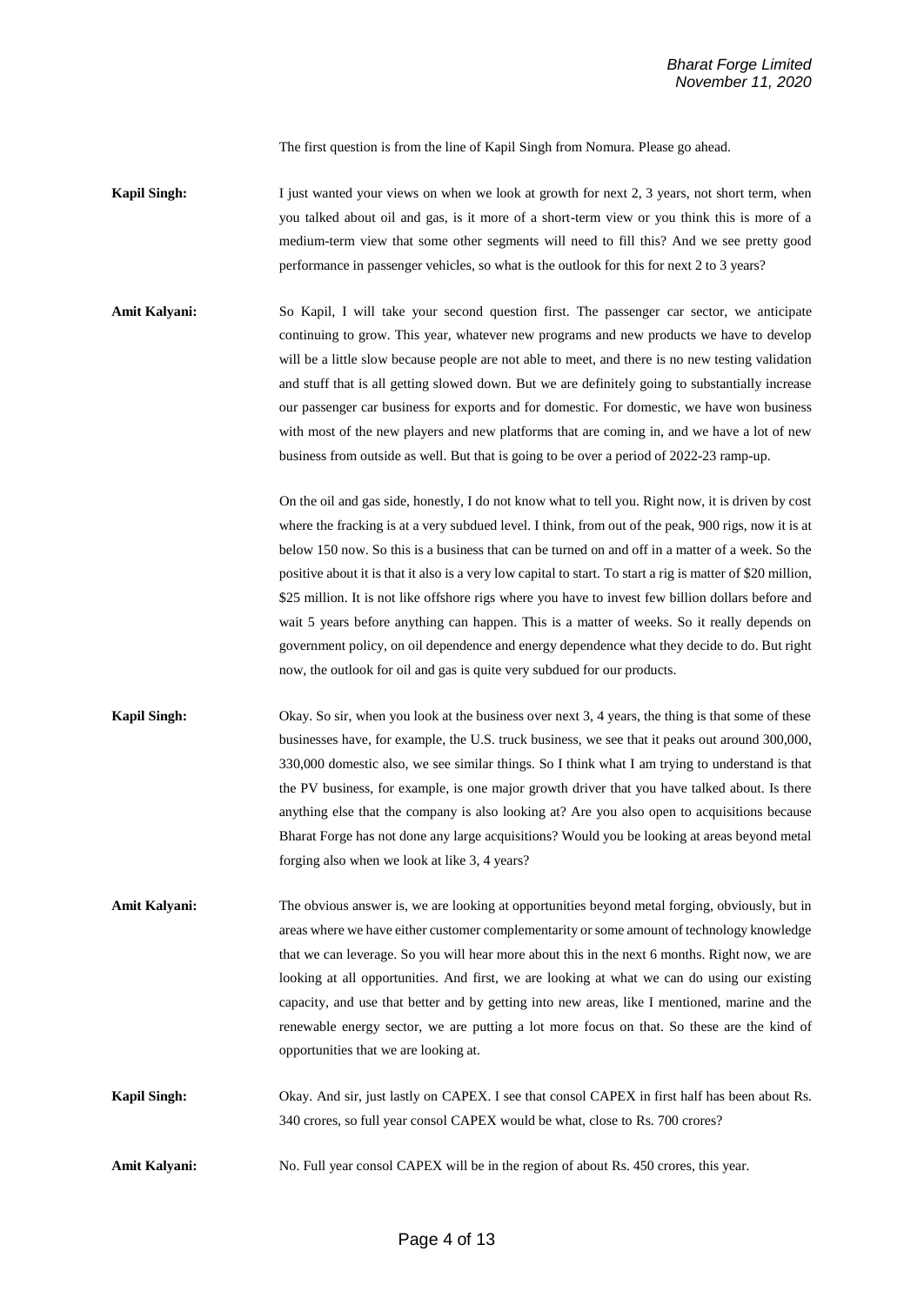The first question is from the line of Kapil Singh from Nomura. Please go ahead.

**Kapil Singh:** I just wanted your views on when we look at growth for next 2, 3 years, not short term, when you talked about oil and gas, is it more of a short-term view or you think this is more of a medium-term view that some other segments will need to fill this? And we see pretty good performance in passenger vehicles, so what is the outlook for this for next 2 to 3 years?

**Amit Kalyani:** So Kapil, I will take your second question first. The passenger car sector, we anticipate continuing to grow. This year, whatever new programs and new products we have to develop will be a little slow because people are not able to meet, and there is no new testing validation and stuff that is all getting slowed down. But we are definitely going to substantially increase our passenger car business for exports and for domestic. For domestic, we have won business with most of the new players and new platforms that are coming in, and we have a lot of new business from outside as well. But that is going to be over a period of 2022-23 ramp-up.

On the oil and gas side, honestly, I do not know what to tell you. Right now, it is driven by cost where the fracking is at a very subdued level. I think, from out of the peak, 900 rigs, now it is at below 150 now. So this is a business that can be turned on and off in a matter of a week. So the positive about it is that it also is a very low capital to start. To start a rig is matter of $20 million, $25 million. It is not like offshore rigs where you have to invest few billion dollars before and wait 5 years before anything can happen. This is a matter of weeks. So it really depends on government policy, on oil dependence and energy dependence what they decide to do. But right now, the outlook for oil and gas is quite very subdued for our products.

**Kapil Singh:** Okay. So sir, when you look at the business over next 3, 4 years, the thing is that some of these businesses have, for example, the U.S. truck business, we see that it peaks out around 300,000, 330,000 domestic also, we see similar things. So I think what I am trying to understand is that the PV business, for example, is one major growth driver that you have talked about. Is there anything else that the company is also looking at? Are you also open to acquisitions because Bharat Forge has not done any large acquisitions? Would you be looking at areas beyond metal forging also when we look at like 3, 4 years?

**Amit Kalyani:** The obvious answer is, we are looking at opportunities beyond metal forging, obviously, but in areas where we have either customer complementarity or some amount of technology knowledge that we can leverage. So you will hear more about this in the next 6 months. Right now, we are looking at all opportunities. And first, we are looking at what we can do using our existing capacity, and use that better and by getting into new areas, like I mentioned, marine and the renewable energy sector, we are putting a lot more focus on that. So these are the kind of opportunities that we are looking at.

**Kapil Singh:** Okay. And sir, just lastly on CAPEX. I see that consol CAPEX in first half has been about Rs. 340 crores, so full year consol CAPEX would be what, close to Rs. 700 crores?

**Amit Kalyani:** No. Full year consol CAPEX will be in the region of about Rs. 450 crores, this year.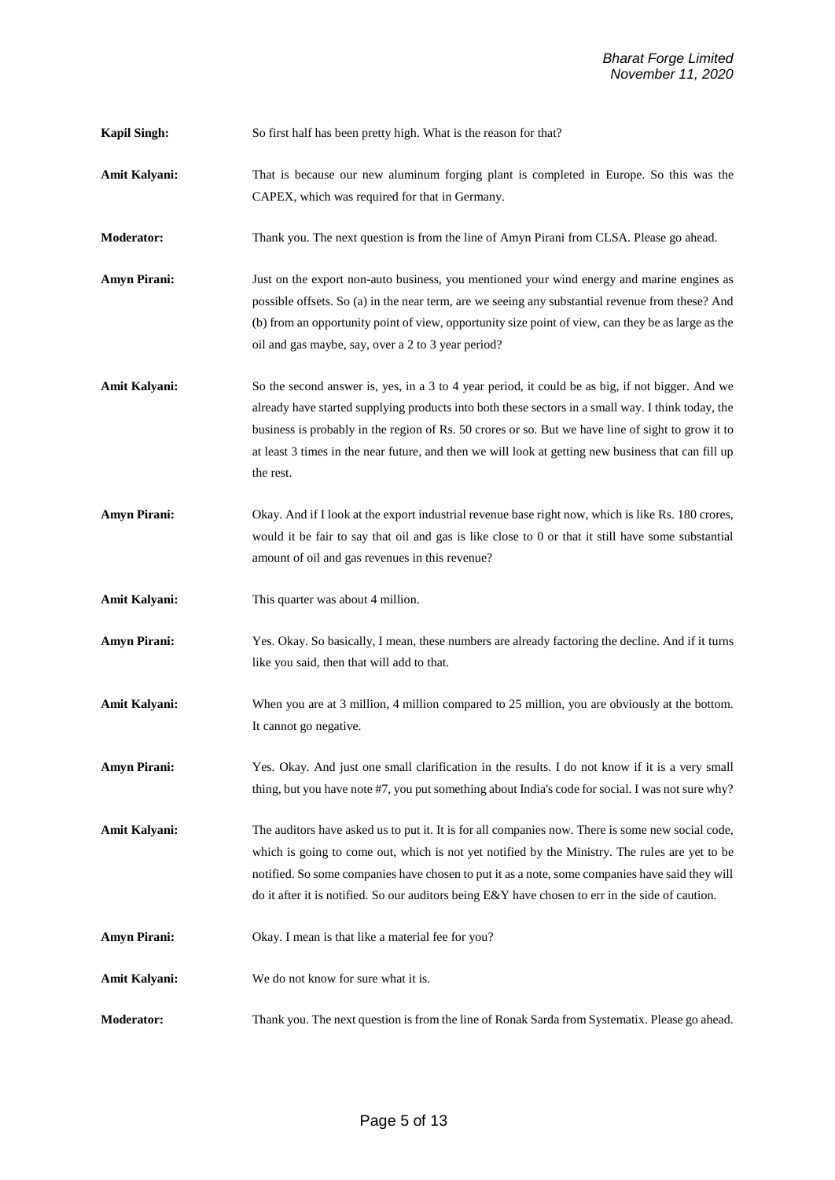**Kapil Singh:** So first half has been pretty high. What is the reason for that?

**Amit Kalyani:** That is because our new aluminum forging plant is completed in Europe. So this was the CAPEX, which was required for that in Germany.

**Moderator:** Thank you. The next question is from the line of Amyn Pirani from CLSA. Please go ahead.

**Amyn Pirani:** Just on the export non-auto business, you mentioned your wind energy and marine engines as possible offsets. So (a) in the near term, are we seeing any substantial revenue from these? And (b) from an opportunity point of view, opportunity size point of view, can they be as large as the oil and gas maybe, say, over a 2 to 3 year period?

**Amit Kalyani:** So the second answer is, yes, in a 3 to 4 year period, it could be as big, if not bigger. And we already have started supplying products into both these sectors in a small way. I think today, the business is probably in the region of Rs. 50 crores or so. But we have line of sight to grow it to at least 3 times in the near future, and then we will look at getting new business that can fill up the rest.

**Amyn Pirani:** Okay. And if I look at the export industrial revenue base right now, which is like Rs. 180 crores, would it be fair to say that oil and gas is like close to 0 or that it still have some substantial amount of oil and gas revenues in this revenue?

**Amit Kalyani:** This quarter was about 4 million.

**Amyn Pirani:** Yes. Okay. So basically, I mean, these numbers are already factoring the decline. And if it turns like you said, then that will add to that.

**Amit Kalyani:** When you are at 3 million, 4 million compared to 25 million, you are obviously at the bottom. It cannot go negative.

**Amyn Pirani:** Yes. Okay. And just one small clarification in the results. I do not know if it is a very small thing, but you have note #7, you put something about India's code for social. I was not sure why?

**Amit Kalyani:** The auditors have asked us to put it. It is for all companies now. There is some new social code, which is going to come out, which is not yet notified by the Ministry. The rules are yet to be notified. So some companies have chosen to put it as a note, some companies have said they will do it after it is notified. So our auditors being E&Y have chosen to err in the side of caution.

**Amyn Pirani:** Okay. I mean is that like a material fee for you?

**Amit Kalyani:** We do not know for sure what it is.

**Moderator:** Thank you. The next question is from the line of Ronak Sarda from Systematix. Please go ahead.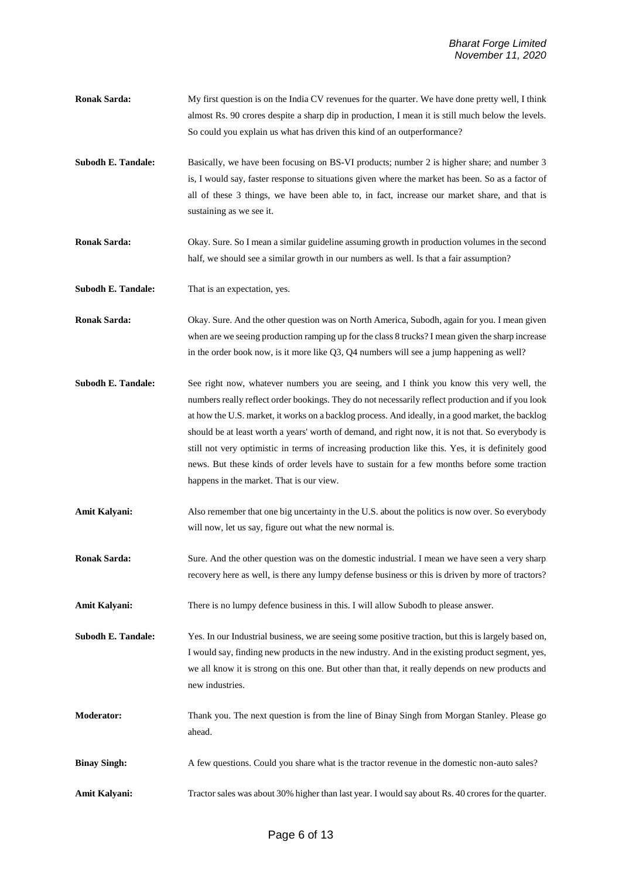**Ronak Sarda:** My first question is on the India CV revenues for the quarter. We have done pretty well, I think almost Rs. 90 crores despite a sharp dip in production, I mean it is still much below the levels. So could you explain us what has driven this kind of an outperformance?

**Subodh E. Tandale:** Basically, we have been focusing on BS-VI products; number 2 is higher share; and number 3 is, I would say, faster response to situations given where the market has been. So as a factor of all of these 3 things, we have been able to, in fact, increase our market share, and that is sustaining as we see it.

**Ronak Sarda:** Okay. Sure. So I mean a similar guideline assuming growth in production volumes in the second half, we should see a similar growth in our numbers as well. Is that a fair assumption?

**Subodh E. Tandale:** That is an expectation, yes.

**Ronak Sarda:** Okay. Sure. And the other question was on North America, Subodh, again for you. I mean given when are we seeing production ramping up for the class 8 trucks? I mean given the sharp increase in the order book now, is it more like Q3, Q4 numbers will see a jump happening as well?

**Subodh E. Tandale:** See right now, whatever numbers you are seeing, and I think you know this very well, the numbers really reflect order bookings. They do not necessarily reflect production and if you look at how the U.S. market, it works on a backlog process. And ideally, in a good market, the backlog should be at least worth a years' worth of demand, and right now, it is not that. So everybody is still not very optimistic in terms of increasing production like this. Yes, it is definitely good news. But these kinds of order levels have to sustain for a few months before some traction happens in the market. That is our view.

**Amit Kalyani:** Also remember that one big uncertainty in the U.S. about the politics is now over. So everybody will now, let us say, figure out what the new normal is.

**Ronak Sarda:** Sure. And the other question was on the domestic industrial. I mean we have seen a very sharp recovery here as well, is there any lumpy defense business or this is driven by more of tractors?

**Amit Kalyani:** There is no lumpy defence business in this. I will allow Subodh to please answer.

**Subodh E. Tandale:** Yes. In our Industrial business, we are seeing some positive traction, but this is largely based on, I would say, finding new products in the new industry. And in the existing product segment, yes, we all know it is strong on this one. But other than that, it really depends on new products and new industries.

**Moderator:** Thank you. The next question is from the line of Binay Singh from Morgan Stanley. Please go ahead.

**Binay Singh:** A few questions. Could you share what is the tractor revenue in the domestic non-auto sales?

**Amit Kalyani:** Tractor sales was about 30% higher than last year. I would say about Rs. 40 crores for the quarter.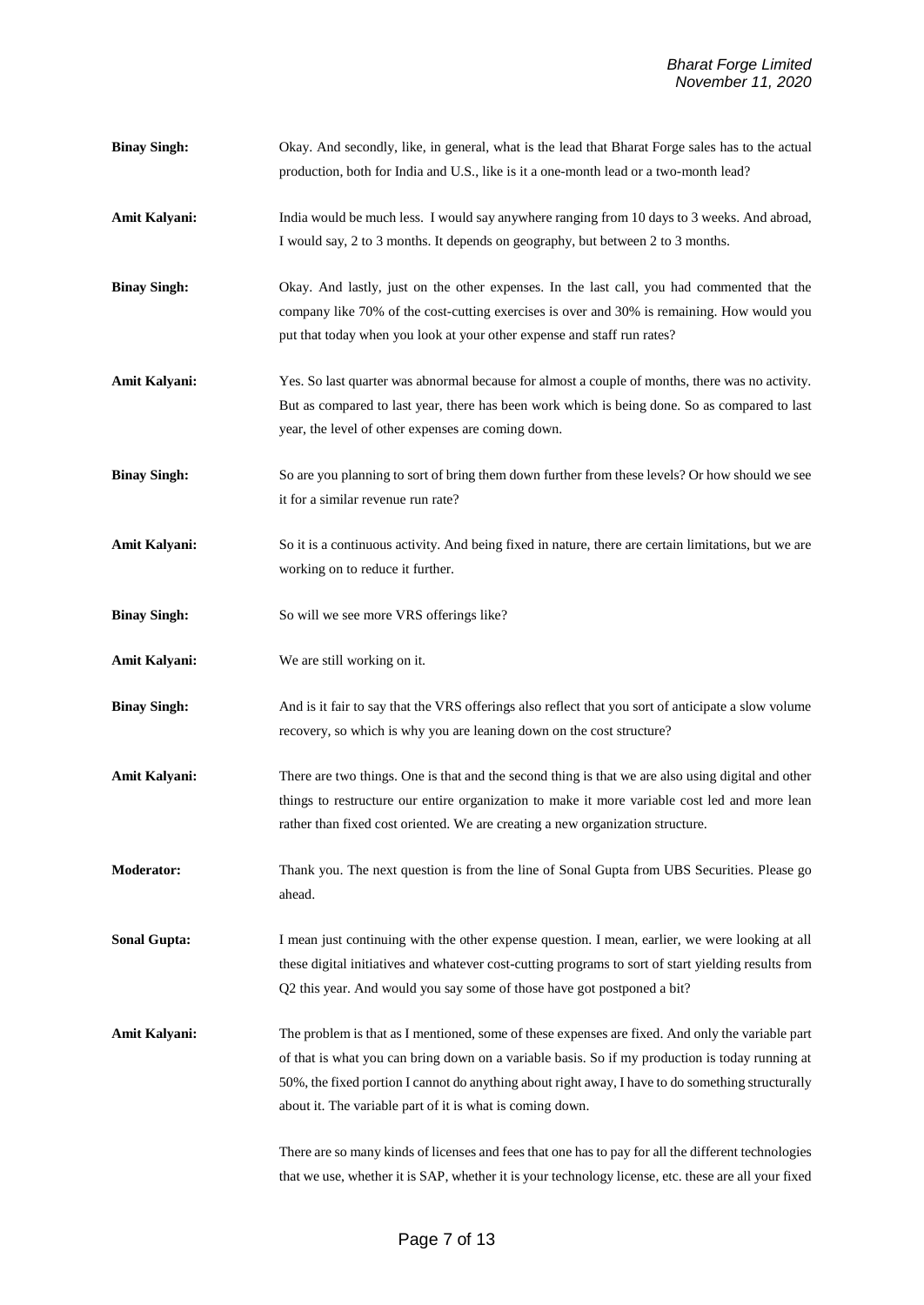**Binay Singh:** Okay. And secondly, like, in general, what is the lead that Bharat Forge sales has to the actual production, both for India and U.S., like is it a one-month lead or a two-month lead?

**Amit Kalyani:** India would be much less. I would say anywhere ranging from 10 days to 3 weeks. And abroad, I would say, 2 to 3 months. It depends on geography, but between 2 to 3 months.

**Binay Singh:** Okay. And lastly, just on the other expenses. In the last call, you had commented that the company like 70% of the cost-cutting exercises is over and 30% is remaining. How would you put that today when you look at your other expense and staff run rates?

**Amit Kalyani:** Yes. So last quarter was abnormal because for almost a couple of months, there was no activity. But as compared to last year, there has been work which is being done. So as compared to last year, the level of other expenses are coming down.

**Binay Singh:** So are you planning to sort of bring them down further from these levels? Or how should we see it for a similar revenue run rate?

**Amit Kalyani:** So it is a continuous activity. And being fixed in nature, there are certain limitations, but we are working on to reduce it further.

**Binay Singh:** So will we see more VRS offerings like?

**Amit Kalyani:** We are still working on it.

**Binay Singh:** And is it fair to say that the VRS offerings also reflect that you sort of anticipate a slow volume recovery, so which is why you are leaning down on the cost structure?

**Amit Kalyani:** There are two things. One is that and the second thing is that we are also using digital and other things to restructure our entire organization to make it more variable cost led and more lean rather than fixed cost oriented. We are creating a new organization structure.

**Moderator:** Thank you. The next question is from the line of Sonal Gupta from UBS Securities. Please go ahead.

**Sonal Gupta:** I mean just continuing with the other expense question. I mean, earlier, we were looking at all these digital initiatives and whatever cost-cutting programs to sort of start yielding results from Q2 this year. And would you say some of those have got postponed a bit?

**Amit Kalyani:** The problem is that as I mentioned, some of these expenses are fixed. And only the variable part of that is what you can bring down on a variable basis. So if my production is today running at 50%, the fixed portion I cannot do anything about right away, I have to do something structurally about it. The variable part of it is what is coming down.

There are so many kinds of licenses and fees that one has to pay for all the different technologies that we use, whether it is SAP, whether it is your technology license, etc. these are all your fixed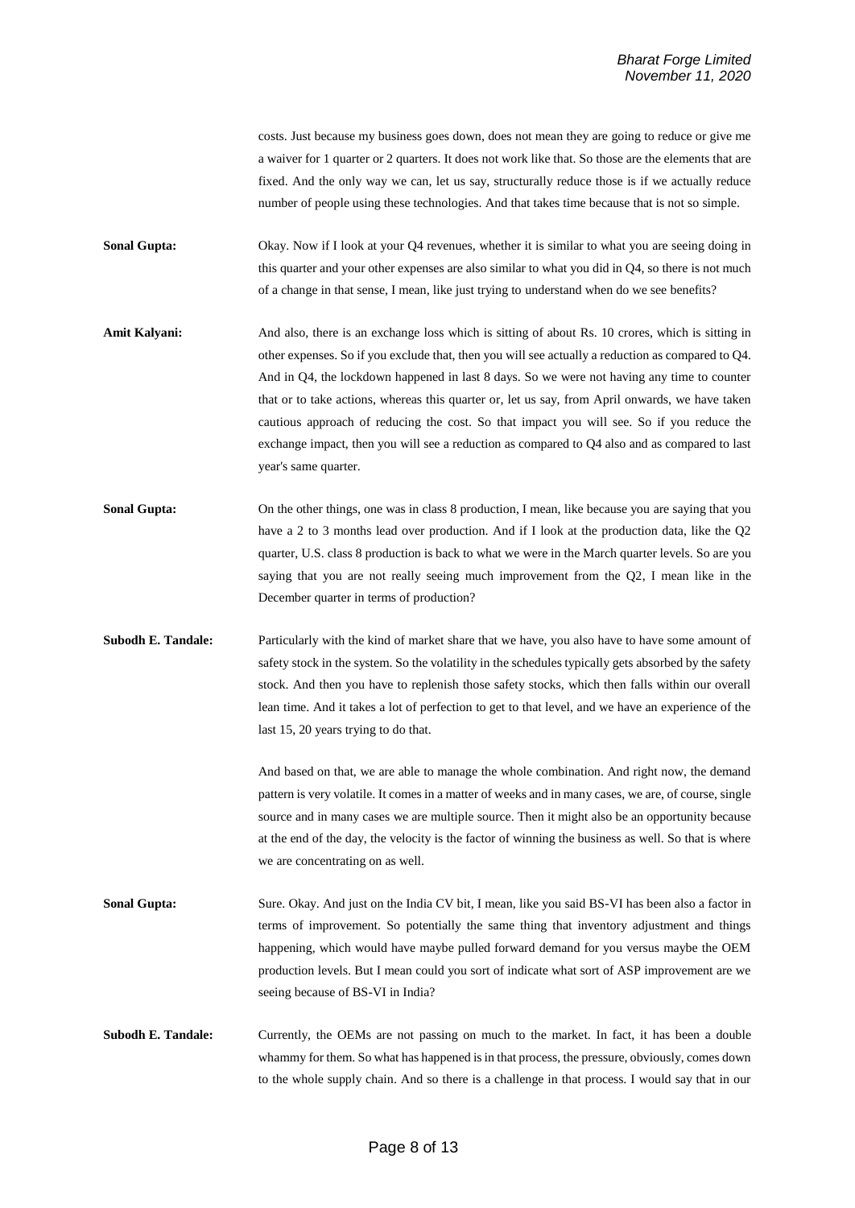costs. Just because my business goes down, does not mean they are going to reduce or give me a waiver for 1 quarter or 2 quarters. It does not work like that. So those are the elements that are fixed. And the only way we can, let us say, structurally reduce those is if we actually reduce number of people using these technologies. And that takes time because that is not so simple.

**Sonal Gupta:** Okay. Now if I look at your Q4 revenues, whether it is similar to what you are seeing doing in this quarter and your other expenses are also similar to what you did in Q4, so there is not much of a change in that sense, I mean, like just trying to understand when do we see benefits?

**Amit Kalyani:** And also, there is an exchange loss which is sitting of about Rs. 10 crores, which is sitting in other expenses. So if you exclude that, then you will see actually a reduction as compared to Q4. And in Q4, the lockdown happened in last 8 days. So we were not having any time to counter that or to take actions, whereas this quarter or, let us say, from April onwards, we have taken cautious approach of reducing the cost. So that impact you will see. So if you reduce the exchange impact, then you will see a reduction as compared to Q4 also and as compared to last year's same quarter.

**Sonal Gupta:** On the other things, one was in class 8 production, I mean, like because you are saying that you have a 2 to 3 months lead over production. And if I look at the production data, like the Q2 quarter, U.S. class 8 production is back to what we were in the March quarter levels. So are you saying that you are not really seeing much improvement from the Q2, I mean like in the December quarter in terms of production?

**Subodh E. Tandale:** Particularly with the kind of market share that we have, you also have to have some amount of safety stock in the system. So the volatility in the schedules typically gets absorbed by the safety stock. And then you have to replenish those safety stocks, which then falls within our overall lean time. And it takes a lot of perfection to get to that level, and we have an experience of the last 15, 20 years trying to do that.

And based on that, we are able to manage the whole combination. And right now, the demand pattern is very volatile. It comes in a matter of weeks and in many cases, we are, of course, single source and in many cases we are multiple source. Then it might also be an opportunity because at the end of the day, the velocity is the factor of winning the business as well. So that is where we are concentrating on as well.

**Sonal Gupta:** Sure. Okay. And just on the India CV bit, I mean, like you said BS-VI has been also a factor in terms of improvement. So potentially the same thing that inventory adjustment and things happening, which would have maybe pulled forward demand for you versus maybe the OEM production levels. But I mean could you sort of indicate what sort of ASP improvement are we seeing because of BS-VI in India?

**Subodh E. Tandale:** Currently, the OEMs are not passing on much to the market. In fact, it has been a double whammy for them. So what has happened is in that process, the pressure, obviously, comes down to the whole supply chain. And so there is a challenge in that process. I would say that in our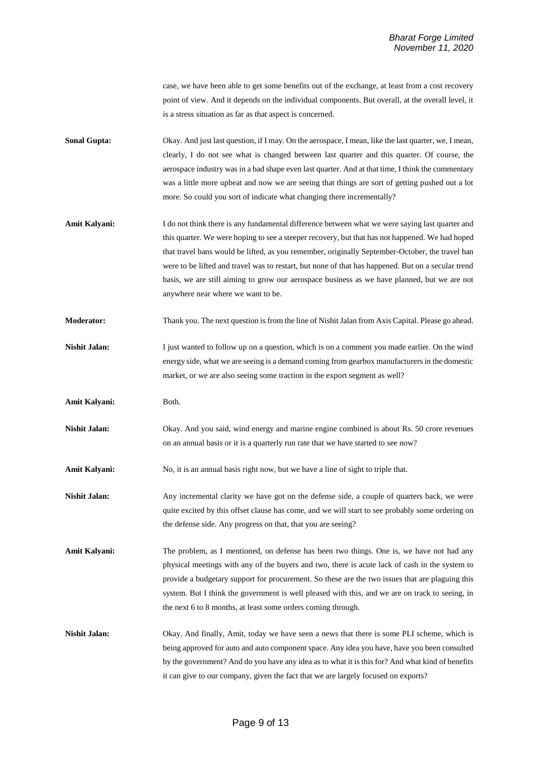case, we have been able to get some benefits out of the exchange, at least from a cost recovery point of view. And it depends on the individual components. But overall, at the overall level, it is a stress situation as far as that aspect is concerned.

**Sonal Gupta:** Okay. And just last question, if I may. On the aerospace, I mean, like the last quarter, we, I mean, clearly, I do not see what is changed between last quarter and this quarter. Of course, the aerospace industry was in a bad shape even last quarter. And at that time, I think the commentary was a little more upbeat and now we are seeing that things are sort of getting pushed out a lot more. So could you sort of indicate what changing there incrementally?

**Amit Kalyani:** I do not think there is any fundamental difference between what we were saying last quarter and this quarter. We were hoping to see a steeper recovery, but that has not happened. We had hoped that travel bans would be lifted, as you remember, originally September-October, the travel ban were to be lifted and travel was to restart, but none of that has happened. But on a secular trend basis, we are still aiming to grow our aerospace business as we have planned, but we are not anywhere near where we want to be.

**Moderator:** Thank you. The next question is from the line of Nishit Jalan from Axis Capital. Please go ahead.

**Nishit Jalan:** I just wanted to follow up on a question, which is on a comment you made earlier. On the wind energy side, what we are seeing is a demand coming from gearbox manufacturers in the domestic market, or we are also seeing some traction in the export segment as well?

**Amit Kalyani:** Both.

**Nishit Jalan:** Okay. And you said, wind energy and marine engine combined is about Rs. 50 crore revenues on an annual basis or it is a quarterly run rate that we have started to see now?

**Amit Kalyani:** No, it is an annual basis right now, but we have a line of sight to triple that.

**Nishit Jalan:** Any incremental clarity we have got on the defense side, a couple of quarters back, we were quite excited by this offset clause has come, and we will start to see probably some ordering on the defense side. Any progress on that, that you are seeing?

**Amit Kalyani:** The problem, as I mentioned, on defense has been two things. One is, we have not had any physical meetings with any of the buyers and two, there is acute lack of cash in the system to provide a budgetary support for procurement. So these are the two issues that are plaguing this system. But I think the government is well pleased with this, and we are on track to seeing, in the next 6 to 8 months, at least some orders coming through.

**Nishit Jalan:** Okay. And finally, Amit, today we have seen a news that there is some PLI scheme, which is being approved for auto and auto component space. Any idea you have, have you been consulted by the government? And do you have any idea as to what it is this for? And what kind of benefits it can give to our company, given the fact that we are largely focused on exports?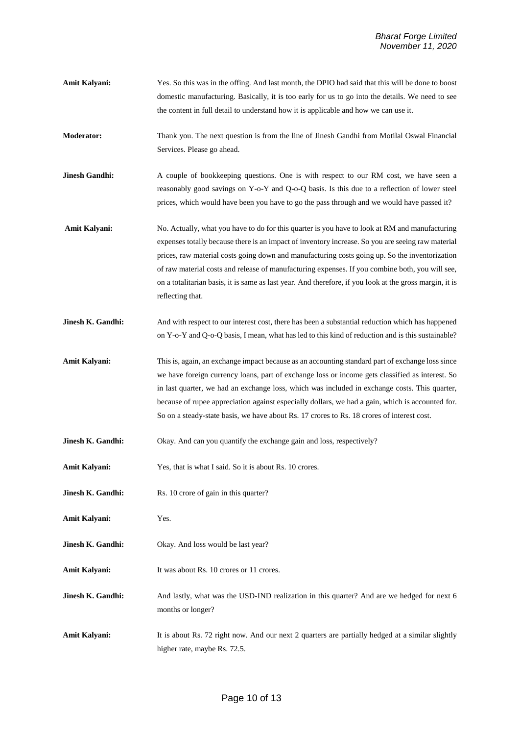**Amit Kalyani:** Yes. So this was in the offing. And last month, the DPIO had said that this will be done to boost domestic manufacturing. Basically, it is too early for us to go into the details. We need to see the content in full detail to understand how it is applicable and how we can use it.

**Moderator:** Thank you. The next question is from the line of Jinesh Gandhi from Motilal Oswal Financial Services. Please go ahead.

**Jinesh Gandhi:** A couple of bookkeeping questions. One is with respect to our RM cost, we have seen a reasonably good savings on Y-o-Y and Q-o-Q basis. Is this due to a reflection of lower steel prices, which would have been you have to go the pass through and we would have passed it?

**Amit Kalyani:** No. Actually, what you have to do for this quarter is you have to look at RM and manufacturing expenses totally because there is an impact of inventory increase. So you are seeing raw material prices, raw material costs going down and manufacturing costs going up. So the inventorization of raw material costs and release of manufacturing expenses. If you combine both, you will see, on a totalitarian basis, it is same as last year. And therefore, if you look at the gross margin, it is reflecting that.

**Jinesh K. Gandhi:** And with respect to our interest cost, there has been a substantial reduction which has happened on Y-o-Y and Q-o-Q basis, I mean, what has led to this kind of reduction and is this sustainable?

**Amit Kalyani:** This is, again, an exchange impact because as an accounting standard part of exchange loss since we have foreign currency loans, part of exchange loss or income gets classified as interest. So in last quarter, we had an exchange loss, which was included in exchange costs. This quarter, because of rupee appreciation against especially dollars, we had a gain, which is accounted for. So on a steady-state basis, we have about Rs. 17 crores to Rs. 18 crores of interest cost.

**Jinesh K. Gandhi:** Okay. And can you quantify the exchange gain and loss, respectively?

**Amit Kalyani:** Yes, that is what I said. So it is about Rs. 10 crores.

**Jinesh K. Gandhi:** Rs. 10 crore of gain in this quarter?

**Amit Kalyani:** Yes.

**Jinesh K. Gandhi:** Okay. And loss would be last year?

**Amit Kalyani:** It was about Rs. 10 crores or 11 crores.

**Jinesh K. Gandhi:** And lastly, what was the USD-IND realization in this quarter? And are we hedged for next 6 months or longer?

**Amit Kalyani:** It is about Rs. 72 right now. And our next 2 quarters are partially hedged at a similar slightly higher rate, maybe Rs. 72.5.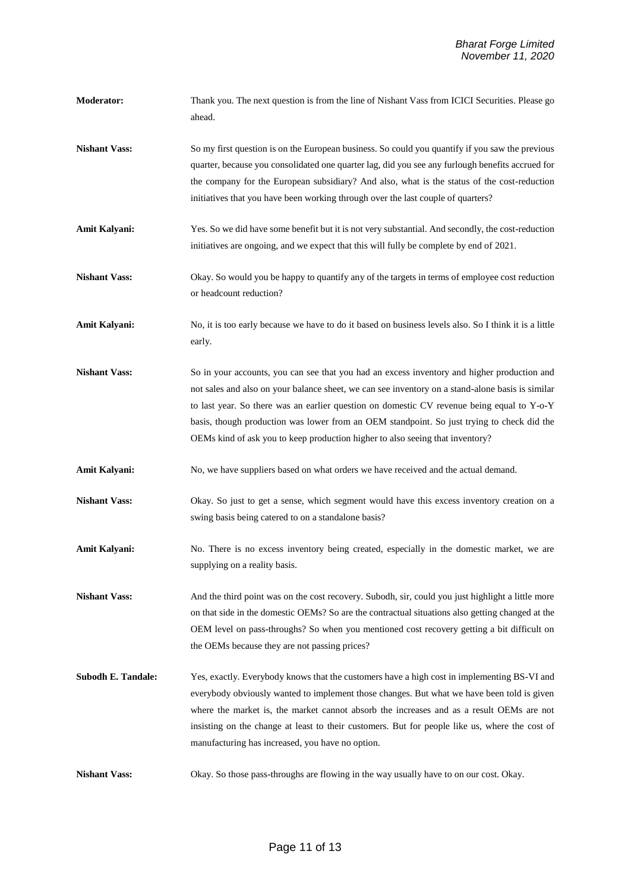**Moderator:** Thank you. The next question is from the line of Nishant Vass from ICICI Securities. Please go ahead.

**Nishant Vass:** So my first question is on the European business. So could you quantify if you saw the previous quarter, because you consolidated one quarter lag, did you see any furlough benefits accrued for the company for the European subsidiary? And also, what is the status of the cost-reduction initiatives that you have been working through over the last couple of quarters?

**Amit Kalyani:** Yes. So we did have some benefit but it is not very substantial. And secondly, the cost-reduction initiatives are ongoing, and we expect that this will fully be complete by end of 2021.

**Nishant Vass:** Okay. So would you be happy to quantify any of the targets in terms of employee cost reduction or headcount reduction?

**Amit Kalyani:** No, it is too early because we have to do it based on business levels also. So I think it is a little early.

**Nishant Vass:** So in your accounts, you can see that you had an excess inventory and higher production and not sales and also on your balance sheet, we can see inventory on a stand-alone basis is similar to last year. So there was an earlier question on domestic CV revenue being equal to Y-o-Y basis, though production was lower from an OEM standpoint. So just trying to check did the OEMs kind of ask you to keep production higher to also seeing that inventory?

**Amit Kalyani:** No, we have suppliers based on what orders we have received and the actual demand.

**Nishant Vass:** Okay. So just to get a sense, which segment would have this excess inventory creation on a swing basis being catered to on a standalone basis?

**Amit Kalyani:** No. There is no excess inventory being created, especially in the domestic market, we are supplying on a reality basis.

**Nishant Vass:** And the third point was on the cost recovery. Subodh, sir, could you just highlight a little more on that side in the domestic OEMs? So are the contractual situations also getting changed at the OEM level on pass-throughs? So when you mentioned cost recovery getting a bit difficult on the OEMs because they are not passing prices?

**Subodh E. Tandale:** Yes, exactly. Everybody knows that the customers have a high cost in implementing BS-VI and everybody obviously wanted to implement those changes. But what we have been told is given where the market is, the market cannot absorb the increases and as a result OEMs are not insisting on the change at least to their customers. But for people like us, where the cost of manufacturing has increased, you have no option.

**Nishant Vass:** Okay. So those pass-throughs are flowing in the way usually have to on our cost. Okay.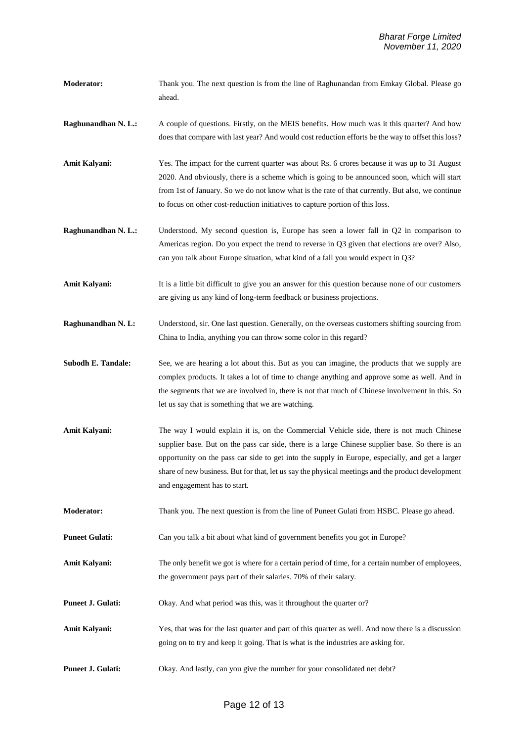**Moderator:** Thank you. The next question is from the line of Raghunandan from Emkay Global. Please go ahead.

**Raghunandhan N. L.:** A couple of questions. Firstly, on the MEIS benefits. How much was it this quarter? And how does that compare with last year? And would cost reduction efforts be the way to offset this loss?

**Amit Kalyani:** Yes. The impact for the current quarter was about Rs. 6 crores because it was up to 31 August 2020. And obviously, there is a scheme which is going to be announced soon, which will start from 1st of January. So we do not know what is the rate of that currently. But also, we continue to focus on other cost-reduction initiatives to capture portion of this loss.

**Raghunandhan N. L.:** Understood. My second question is, Europe has seen a lower fall in Q2 in comparison to Americas region. Do you expect the trend to reverse in Q3 given that elections are over? Also, can you talk about Europe situation, what kind of a fall you would expect in Q3?

**Amit Kalyani:** It is a little bit difficult to give you an answer for this question because none of our customers are giving us any kind of long-term feedback or business projections.

**Raghunandhan N. L:** Understood, sir. One last question. Generally, on the overseas customers shifting sourcing from China to India, anything you can throw some color in this regard?

**Subodh E. Tandale:** See, we are hearing a lot about this. But as you can imagine, the products that we supply are complex products. It takes a lot of time to change anything and approve some as well. And in the segments that we are involved in, there is not that much of Chinese involvement in this. So let us say that is something that we are watching.

**Amit Kalyani:** The way I would explain it is, on the Commercial Vehicle side, there is not much Chinese supplier base. But on the pass car side, there is a large Chinese supplier base. So there is an opportunity on the pass car side to get into the supply in Europe, especially, and get a larger share of new business. But for that, let us say the physical meetings and the product development and engagement has to start.

**Moderator:** Thank you. The next question is from the line of Puneet Gulati from HSBC. Please go ahead.

**Puneet Gulati:** Can you talk a bit about what kind of government benefits you got in Europe?

**Amit Kalyani:** The only benefit we got is where for a certain period of time, for a certain number of employees, the government pays part of their salaries. 70% of their salary.

**Puneet J. Gulati:** Okay. And what period was this, was it throughout the quarter or?

**Amit Kalyani:** Yes, that was for the last quarter and part of this quarter as well. And now there is a discussion going on to try and keep it going. That is what is the industries are asking for.

**Puneet J. Gulati:** Okay. And lastly, can you give the number for your consolidated net debt?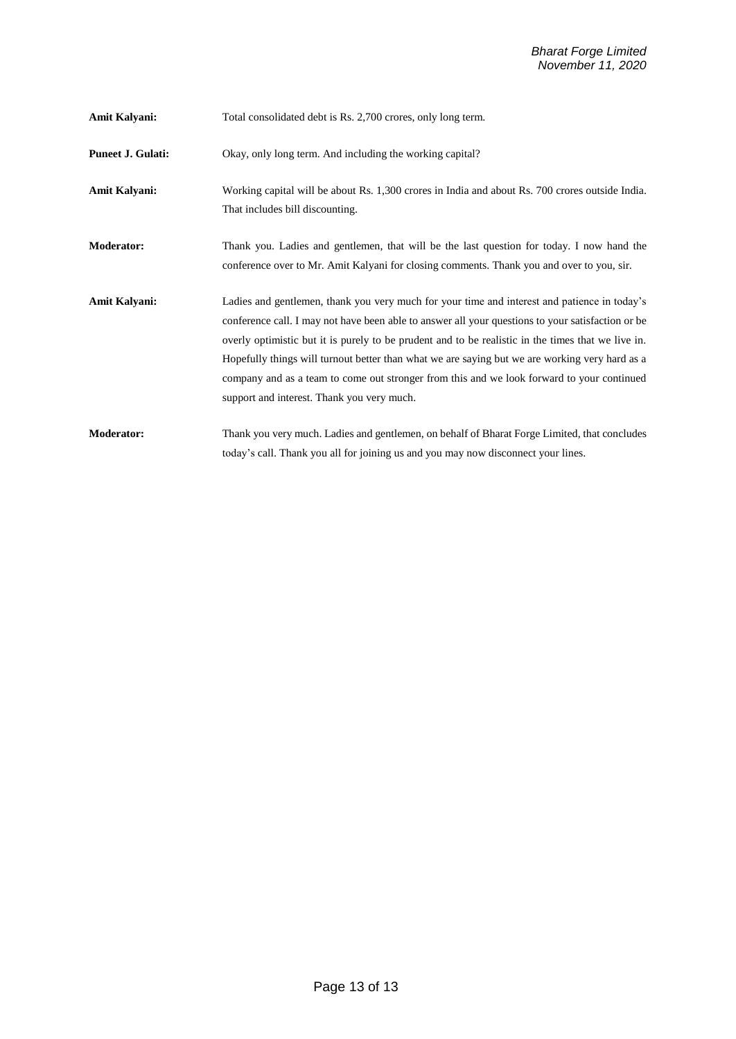**Amit Kalyani:** Total consolidated debt is Rs. 2,700 crores, only long term.

**Puneet J. Gulati:** Okay, only long term. And including the working capital?

**Amit Kalyani:** Working capital will be about Rs. 1,300 crores in India and about Rs. 700 crores outside India. That includes bill discounting.

**Moderator:** Thank you. Ladies and gentlemen, that will be the last question for today. I now hand the conference over to Mr. Amit Kalyani for closing comments. Thank you and over to you, sir.

**Amit Kalyani:** Ladies and gentlemen, thank you very much for your time and interest and patience in today's conference call. I may not have been able to answer all your questions to your satisfaction or be overly optimistic but it is purely to be prudent and to be realistic in the times that we live in. Hopefully things will turnout better than what we are saying but we are working very hard as a company and as a team to come out stronger from this and we look forward to your continued support and interest. Thank you very much.

**Moderator:** Thank you very much. Ladies and gentlemen, on behalf of Bharat Forge Limited, that concludes today's call. Thank you all for joining us and you may now disconnect your lines.